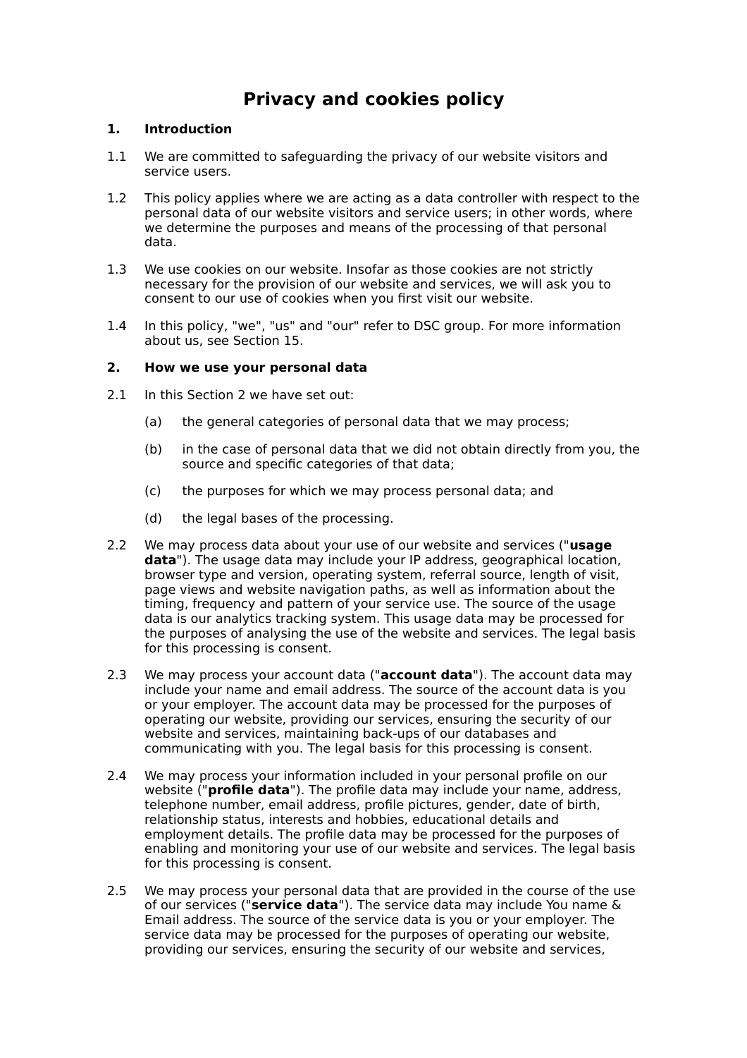# Privacy and cookies policy

## 1. Introduction

1.1 We are committed to safeguarding the privacy of our website visitors and service users.

1.2 This policy applies where we are acting as a data controller with respect to the personal data of our website visitors and service users; in other words, where we determine the purposes and means of the processing of that personal data.

1.3 We use cookies on our website. Insofar as those cookies are not strictly necessary for the provision of our website and services, we will ask you to consent to our use of cookies when you first visit our website.

1.4 In this policy, "we", "us" and "our" refer to DSC group. For more information about us, see Section 15.

## 2. How we use your personal data

2.1 In this Section 2 we have set out:

(a) the general categories of personal data that we may process;

(b) in the case of personal data that we did not obtain directly from you, the source and specific categories of that data;

(c) the purposes for which we may process personal data; and

(d) the legal bases of the processing.

2.2 We may process data about your use of our website and services ("**usage data**"). The usage data may include your IP address, geographical location, browser type and version, operating system, referral source, length of visit, page views and website navigation paths, as well as information about the timing, frequency and pattern of your service use. The source of the usage data is our analytics tracking system. This usage data may be processed for the purposes of analysing the use of the website and services. The legal basis for this processing is consent.

2.3 We may process your account data ("**account data**"). The account data may include your name and email address. The source of the account data is you or your employer. The account data may be processed for the purposes of operating our website, providing our services, ensuring the security of our website and services, maintaining back-ups of our databases and communicating with you. The legal basis for this processing is consent.

2.4 We may process your information included in your personal profile on our website ("**profile data**"). The profile data may include your name, address, telephone number, email address, profile pictures, gender, date of birth, relationship status, interests and hobbies, educational details and employment details. The profile data may be processed for the purposes of enabling and monitoring your use of our website and services. The legal basis for this processing is consent.

2.5 We may process your personal data that are provided in the course of the use of our services ("**service data**"). The service data may include You name & Email address. The source of the service data is you or your employer. The service data may be processed for the purposes of operating our website, providing our services, ensuring the security of our website and services,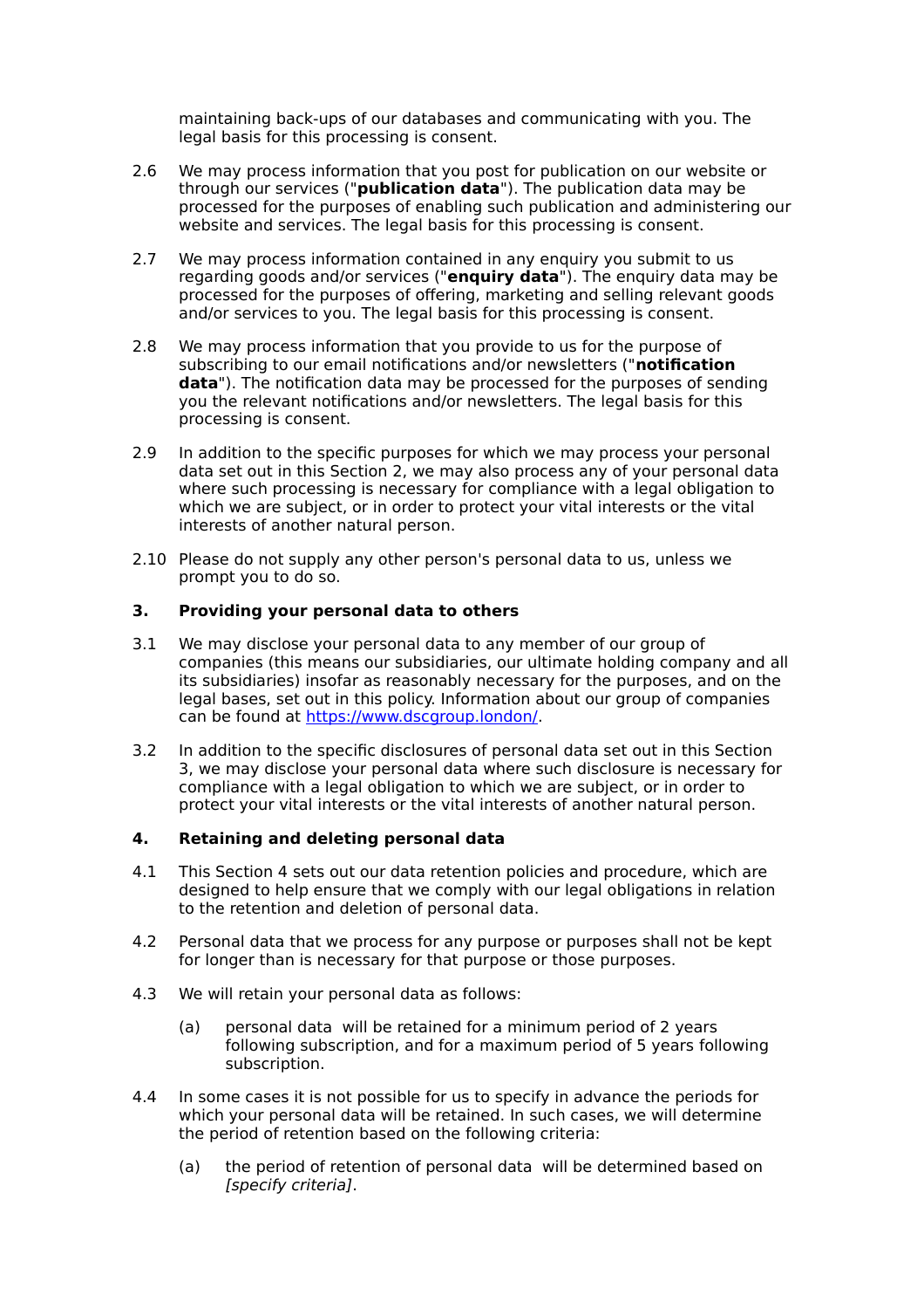maintaining back-ups of our databases and communicating with you. The legal basis for this processing is consent.

2.6 We may process information that you post for publication on our website or through our services ("**publication data**"). The publication data may be processed for the purposes of enabling such publication and administering our website and services. The legal basis for this processing is consent.

2.7 We may process information contained in any enquiry you submit to us regarding goods and/or services ("**enquiry data**"). The enquiry data may be processed for the purposes of offering, marketing and selling relevant goods and/or services to you. The legal basis for this processing is consent.

2.8 We may process information that you provide to us for the purpose of subscribing to our email notifications and/or newsletters ("**notification data**"). The notification data may be processed for the purposes of sending you the relevant notifications and/or newsletters. The legal basis for this processing is consent.

2.9 In addition to the specific purposes for which we may process your personal data set out in this Section 2, we may also process any of your personal data where such processing is necessary for compliance with a legal obligation to which we are subject, or in order to protect your vital interests or the vital interests of another natural person.

2.10 Please do not supply any other person's personal data to us, unless we prompt you to do so.

## 3. Providing your personal data to others

3.1 We may disclose your personal data to any member of our group of companies (this means our subsidiaries, our ultimate holding company and all its subsidiaries) insofar as reasonably necessary for the purposes, and on the legal bases, set out in this policy. Information about our group of companies can be found at [https://www.dscgroup.london/](https://www.dscgroup.london/).

3.2 In addition to the specific disclosures of personal data set out in this Section 3, we may disclose your personal data where such disclosure is necessary for compliance with a legal obligation to which we are subject, or in order to protect your vital interests or the vital interests of another natural person.

## 4. Retaining and deleting personal data

4.1 This Section 4 sets out our data retention policies and procedure, which are designed to help ensure that we comply with our legal obligations in relation to the retention and deletion of personal data.

4.2 Personal data that we process for any purpose or purposes shall not be kept for longer than is necessary for that purpose or those purposes.

4.3 We will retain your personal data as follows:

(a) personal data will be retained for a minimum period of 2 years following subscription, and for a maximum period of 5 years following subscription.

4.4 In some cases it is not possible for us to specify in advance the periods for which your personal data will be retained. In such cases, we will determine the period of retention based on the following criteria:

(a) the period of retention of personal data will be determined based on *[specify criteria]*.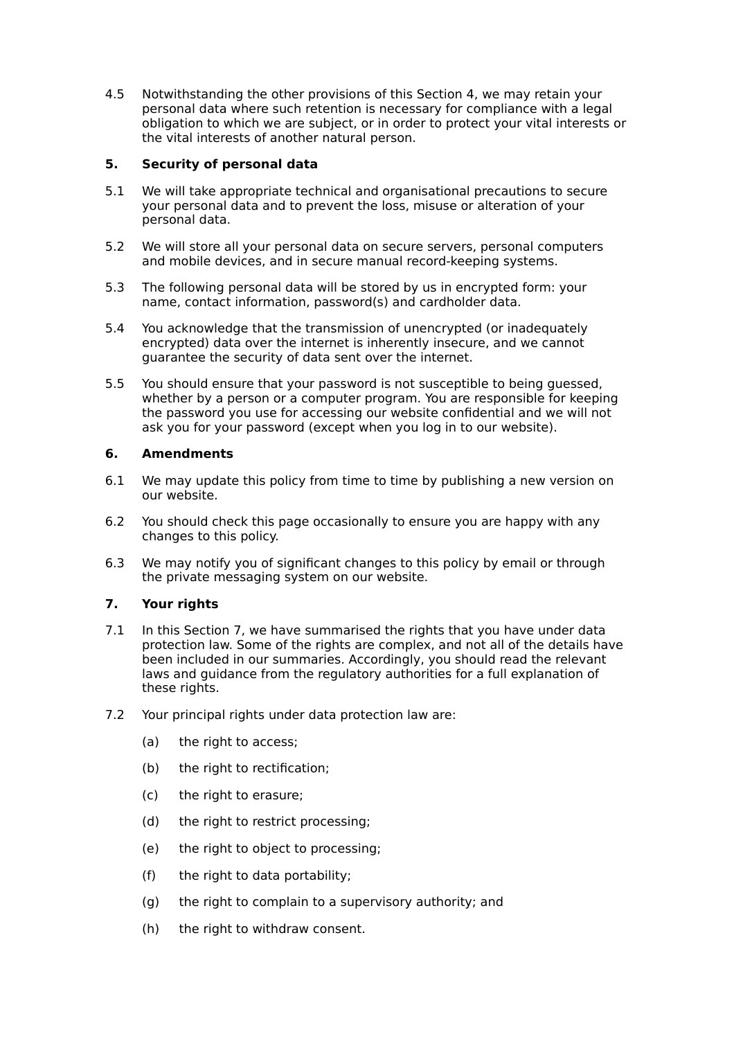4.5 Notwithstanding the other provisions of this Section 4, we may retain your personal data where such retention is necessary for compliance with a legal obligation to which we are subject, or in order to protect your vital interests or the vital interests of another natural person.

## 5. Security of personal data

5.1 We will take appropriate technical and organisational precautions to secure your personal data and to prevent the loss, misuse or alteration of your personal data.

5.2 We will store all your personal data on secure servers, personal computers and mobile devices, and in secure manual record-keeping systems.

5.3 The following personal data will be stored by us in encrypted form: your name, contact information, password(s) and cardholder data.

5.4 You acknowledge that the transmission of unencrypted (or inadequately encrypted) data over the internet is inherently insecure, and we cannot guarantee the security of data sent over the internet.

5.5 You should ensure that your password is not susceptible to being guessed, whether by a person or a computer program. You are responsible for keeping the password you use for accessing our website confidential and we will not ask you for your password (except when you log in to our website).

## 6. Amendments

6.1 We may update this policy from time to time by publishing a new version on our website.

6.2 You should check this page occasionally to ensure you are happy with any changes to this policy.

6.3 We may notify you of significant changes to this policy by email or through the private messaging system on our website.

## 7. Your rights

7.1 In this Section 7, we have summarised the rights that you have under data protection law. Some of the rights are complex, and not all of the details have been included in our summaries. Accordingly, you should read the relevant laws and guidance from the regulatory authorities for a full explanation of these rights.

7.2 Your principal rights under data protection law are:

(a) the right to access;

(b) the right to rectification;

(c) the right to erasure;

(d) the right to restrict processing;

(e) the right to object to processing;

(f) the right to data portability;

(g) the right to complain to a supervisory authority; and

(h) the right to withdraw consent.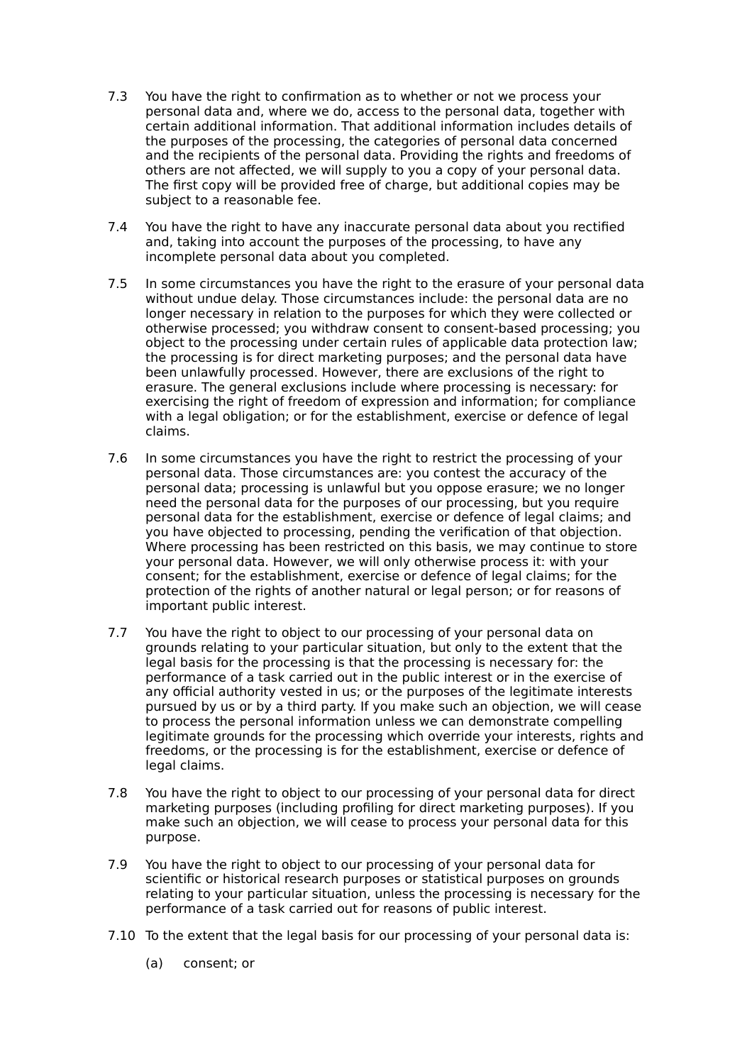7.3 You have the right to confirmation as to whether or not we process your personal data and, where we do, access to the personal data, together with certain additional information. That additional information includes details of the purposes of the processing, the categories of personal data concerned and the recipients of the personal data. Providing the rights and freedoms of others are not affected, we will supply to you a copy of your personal data. The first copy will be provided free of charge, but additional copies may be subject to a reasonable fee.

7.4 You have the right to have any inaccurate personal data about you rectified and, taking into account the purposes of the processing, to have any incomplete personal data about you completed.

7.5 In some circumstances you have the right to the erasure of your personal data without undue delay. Those circumstances include: the personal data are no longer necessary in relation to the purposes for which they were collected or otherwise processed; you withdraw consent to consent-based processing; you object to the processing under certain rules of applicable data protection law; the processing is for direct marketing purposes; and the personal data have been unlawfully processed. However, there are exclusions of the right to erasure. The general exclusions include where processing is necessary: for exercising the right of freedom of expression and information; for compliance with a legal obligation; or for the establishment, exercise or defence of legal claims.

7.6 In some circumstances you have the right to restrict the processing of your personal data. Those circumstances are: you contest the accuracy of the personal data; processing is unlawful but you oppose erasure; we no longer need the personal data for the purposes of our processing, but you require personal data for the establishment, exercise or defence of legal claims; and you have objected to processing, pending the verification of that objection. Where processing has been restricted on this basis, we may continue to store your personal data. However, we will only otherwise process it: with your consent; for the establishment, exercise or defence of legal claims; for the protection of the rights of another natural or legal person; or for reasons of important public interest.

7.7 You have the right to object to our processing of your personal data on grounds relating to your particular situation, but only to the extent that the legal basis for the processing is that the processing is necessary for: the performance of a task carried out in the public interest or in the exercise of any official authority vested in us; or the purposes of the legitimate interests pursued by us or by a third party. If you make such an objection, we will cease to process the personal information unless we can demonstrate compelling legitimate grounds for the processing which override your interests, rights and freedoms, or the processing is for the establishment, exercise or defence of legal claims.

7.8 You have the right to object to our processing of your personal data for direct marketing purposes (including profiling for direct marketing purposes). If you make such an objection, we will cease to process your personal data for this purpose.

7.9 You have the right to object to our processing of your personal data for scientific or historical research purposes or statistical purposes on grounds relating to your particular situation, unless the processing is necessary for the performance of a task carried out for reasons of public interest.

7.10 To the extent that the legal basis for our processing of your personal data is:

(a) consent; or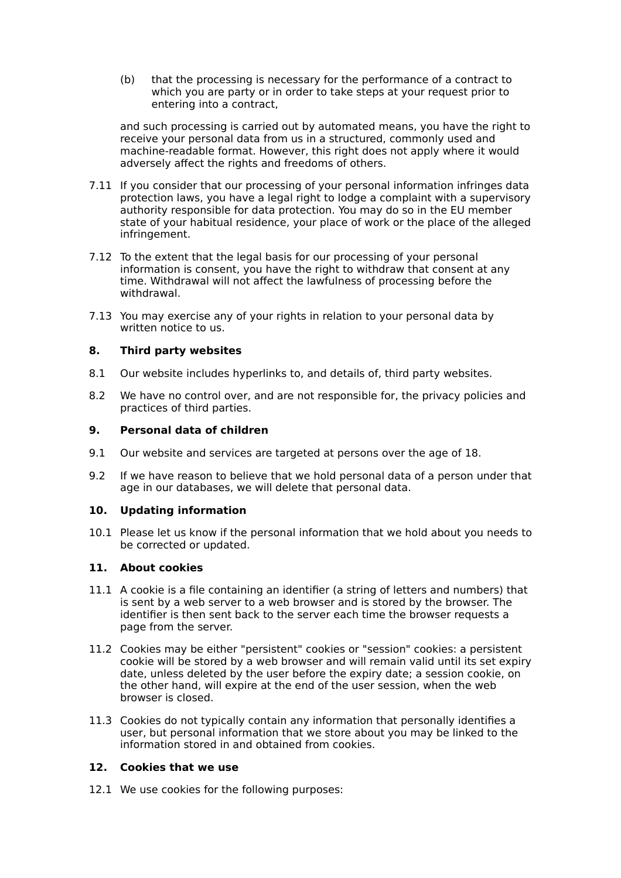(b) that the processing is necessary for the performance of a contract to which you are party or in order to take steps at your request prior to entering into a contract,

and such processing is carried out by automated means, you have the right to receive your personal data from us in a structured, commonly used and machine-readable format. However, this right does not apply where it would adversely affect the rights and freedoms of others.

7.11 If you consider that our processing of your personal information infringes data protection laws, you have a legal right to lodge a complaint with a supervisory authority responsible for data protection. You may do so in the EU member state of your habitual residence, your place of work or the place of the alleged infringement.

7.12 To the extent that the legal basis for our processing of your personal information is consent, you have the right to withdraw that consent at any time. Withdrawal will not affect the lawfulness of processing before the withdrawal.

7.13 You may exercise any of your rights in relation to your personal data by written notice to us.

**8. Third party websites**

8.1 Our website includes hyperlinks to, and details of, third party websites.

8.2 We have no control over, and are not responsible for, the privacy policies and practices of third parties.

**9. Personal data of children**

9.1 Our website and services are targeted at persons over the age of 18.

9.2 If we have reason to believe that we hold personal data of a person under that age in our databases, we will delete that personal data.

**10. Updating information**

10.1 Please let us know if the personal information that we hold about you needs to be corrected or updated.

**11. About cookies**

11.1 A cookie is a file containing an identifier (a string of letters and numbers) that is sent by a web server to a web browser and is stored by the browser. The identifier is then sent back to the server each time the browser requests a page from the server.

11.2 Cookies may be either "persistent" cookies or "session" cookies: a persistent cookie will be stored by a web browser and will remain valid until its set expiry date, unless deleted by the user before the expiry date; a session cookie, on the other hand, will expire at the end of the user session, when the web browser is closed.

11.3 Cookies do not typically contain any information that personally identifies a user, but personal information that we store about you may be linked to the information stored in and obtained from cookies.

**12. Cookies that we use**

12.1 We use cookies for the following purposes: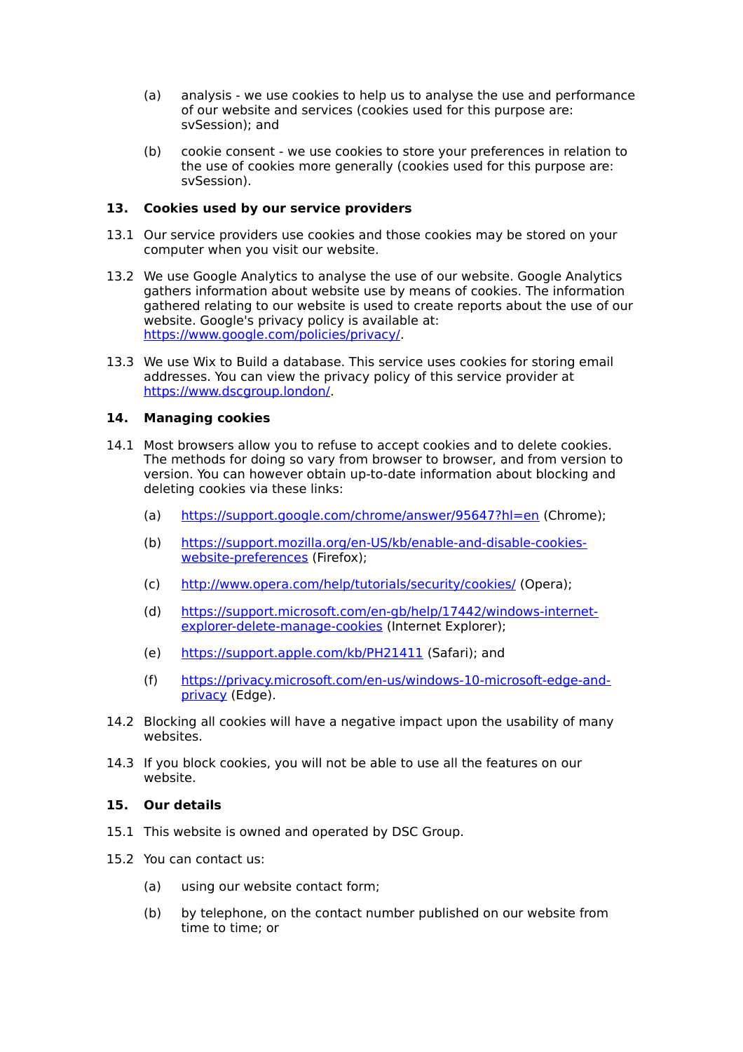(a) analysis - we use cookies to help us to analyse the use and performance of our website and services (cookies used for this purpose are: svSession); and

(b) cookie consent - we use cookies to store your preferences in relation to the use of cookies more generally (cookies used for this purpose are: svSession).

**13. Cookies used by our service providers**

13.1 Our service providers use cookies and those cookies may be stored on your computer when you visit our website.

13.2 We use Google Analytics to analyse the use of our website. Google Analytics gathers information about website use by means of cookies. The information gathered relating to our website is used to create reports about the use of our website. Google's privacy policy is available at: [https://www.google.com/policies/privacy/](https://www.google.com/policies/privacy/).

13.3 We use Wix to Build a database. This service uses cookies for storing email addresses. You can view the privacy policy of this service provider at [https://www.dscgroup.london/](https://www.dscgroup.london/).

**14. Managing cookies**

14.1 Most browsers allow you to refuse to accept cookies and to delete cookies. The methods for doing so vary from browser to browser, and from version to version. You can however obtain up-to-date information about blocking and deleting cookies via these links:

(a) [https://support.google.com/chrome/answer/95647?hl=en](https://support.google.com/chrome/answer/95647?hl=en) (Chrome);

(b) [https://support.mozilla.org/en-US/kb/enable-and-disable-cookies-website-preferences](https://support.mozilla.org/en-US/kb/enable-and-disable-cookies-website-preferences) (Firefox);

(c) [http://www.opera.com/help/tutorials/security/cookies/](http://www.opera.com/help/tutorials/security/cookies/) (Opera);

(d) [https://support.microsoft.com/en-gb/help/17442/windows-internet-explorer-delete-manage-cookies](https://support.microsoft.com/en-gb/help/17442/windows-internet-explorer-delete-manage-cookies) (Internet Explorer);

(e) [https://support.apple.com/kb/PH21411](https://support.apple.com/kb/PH21411) (Safari); and

(f) [https://privacy.microsoft.com/en-us/windows-10-microsoft-edge-and-privacy](https://privacy.microsoft.com/en-us/windows-10-microsoft-edge-and-privacy) (Edge).

14.2 Blocking all cookies will have a negative impact upon the usability of many websites.

14.3 If you block cookies, you will not be able to use all the features on our website.

**15. Our details**

15.1 This website is owned and operated by DSC Group.

15.2 You can contact us:

(a) using our website contact form;

(b) by telephone, on the contact number published on our website from time to time; or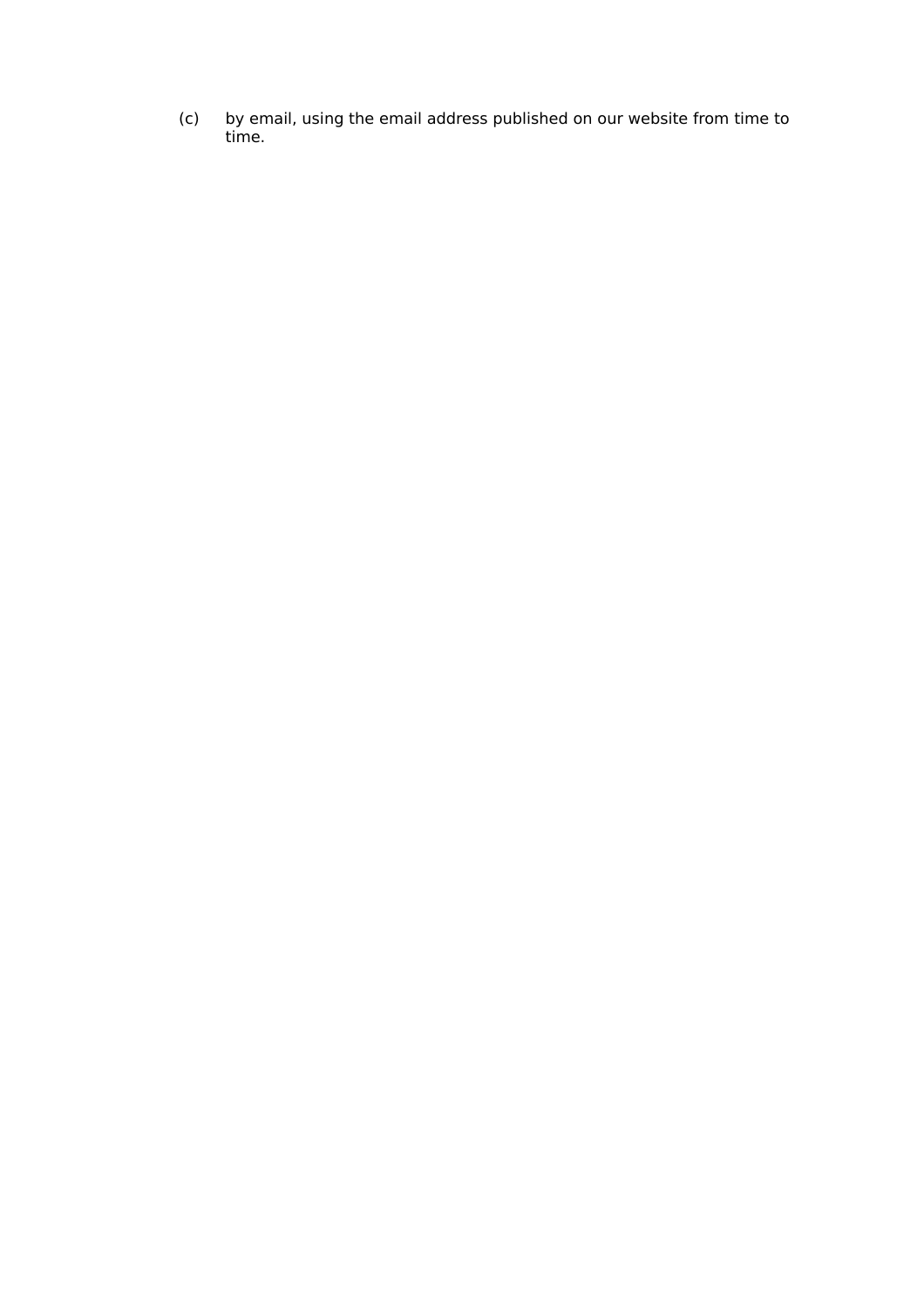(c) by email, using the email address published on our website from time to time.